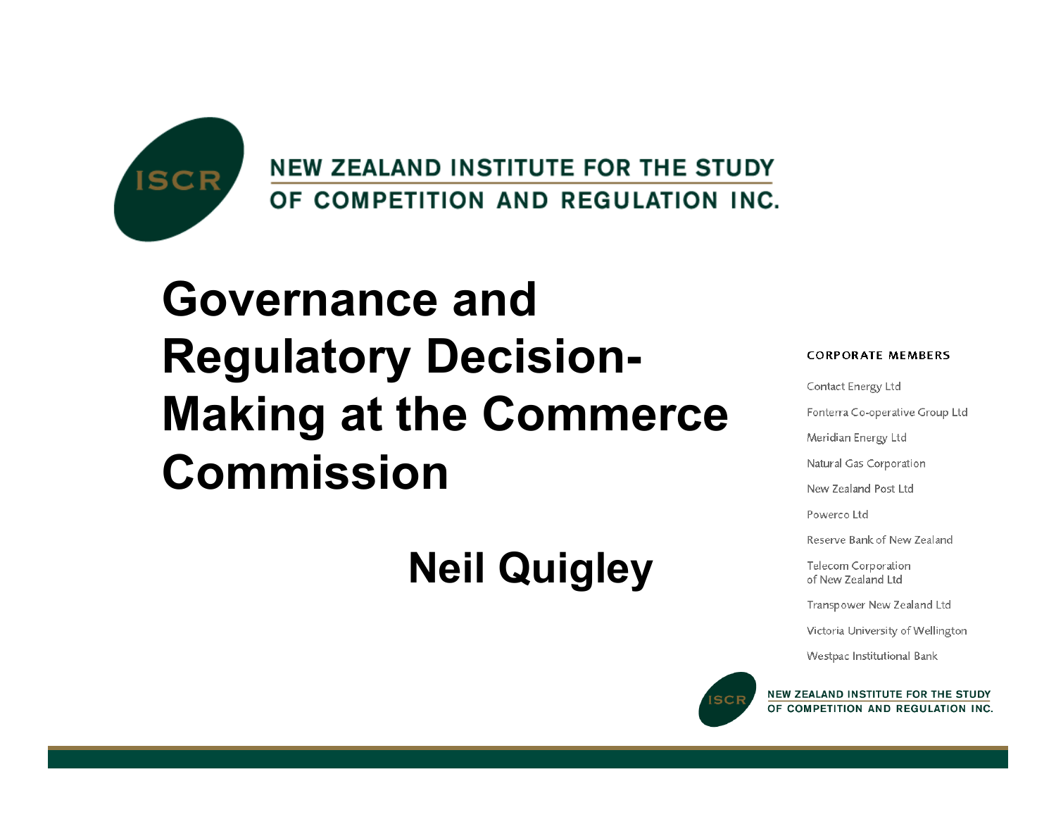NEW ZEALAND INSTITUTE FOR THE STUDY OF COMPETITION AND REGULATION INC.

# Governance and Regulatory Decision-Making at the Commerce Commission

## Neil Quigley

CORPORATE MEMBERS

- Contact Energy Ltd
- Fonterra Co-operative Group Ltd
- Meridian Energy Ltd
- Natural Gas Corporation
- New Zealand Post Ltd
- Powerco Ltd
- Reserve Bank of New Zealand
- Telecom Corporation of New Zealand Ltd
- Transpower New Zealand Ltd
- Victoria University of Wellington
- Westpac Institutional Bank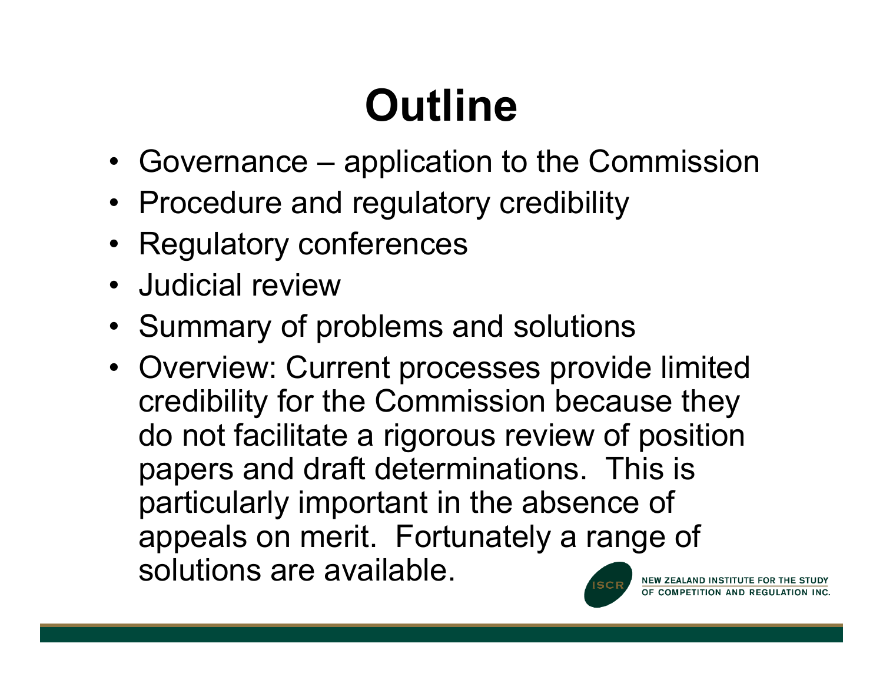# Outline

- Governance – application to the Commission
- Procedure and regulatory credibility
- Regulatory conferences
- Judicial review
- Summary of problems and solutions
- Overview: Current processes provide limited credibility for the Commission because they do not facilitate a rigorous review of position papers and draft determinations. This is particularly important in the absence of appeals on merit. Fortunately a range of solutions are available.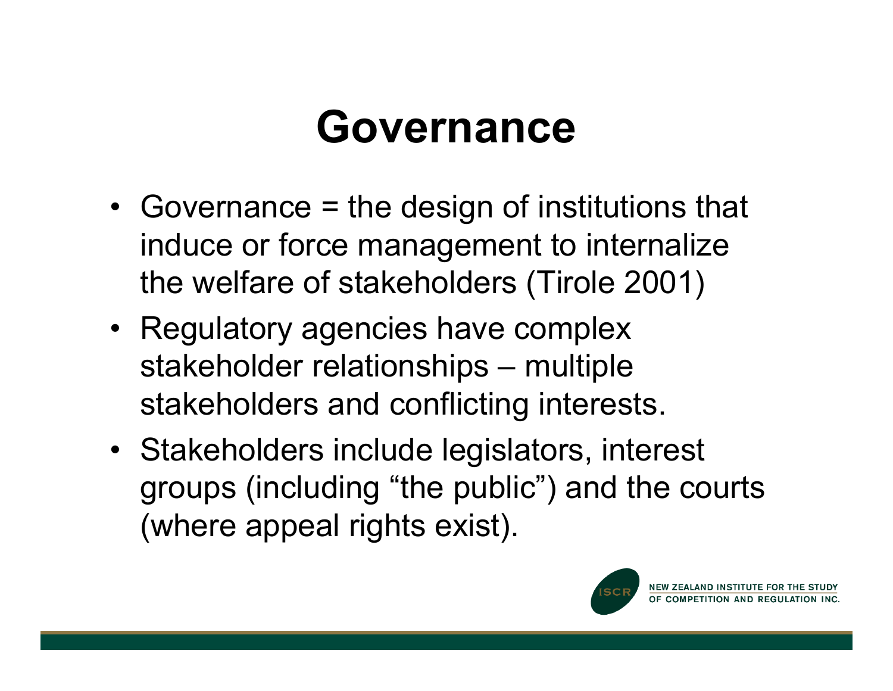# Governance

- Governance = the design of institutions that induce or force management to internalize the welfare of stakeholders (Tirole 2001)
- Regulatory agencies have complex stakeholder relationships – multiple stakeholders and conflicting interests.
- Stakeholders include legislators, interest groups (including "the public") and the courts (where appeal rights exist).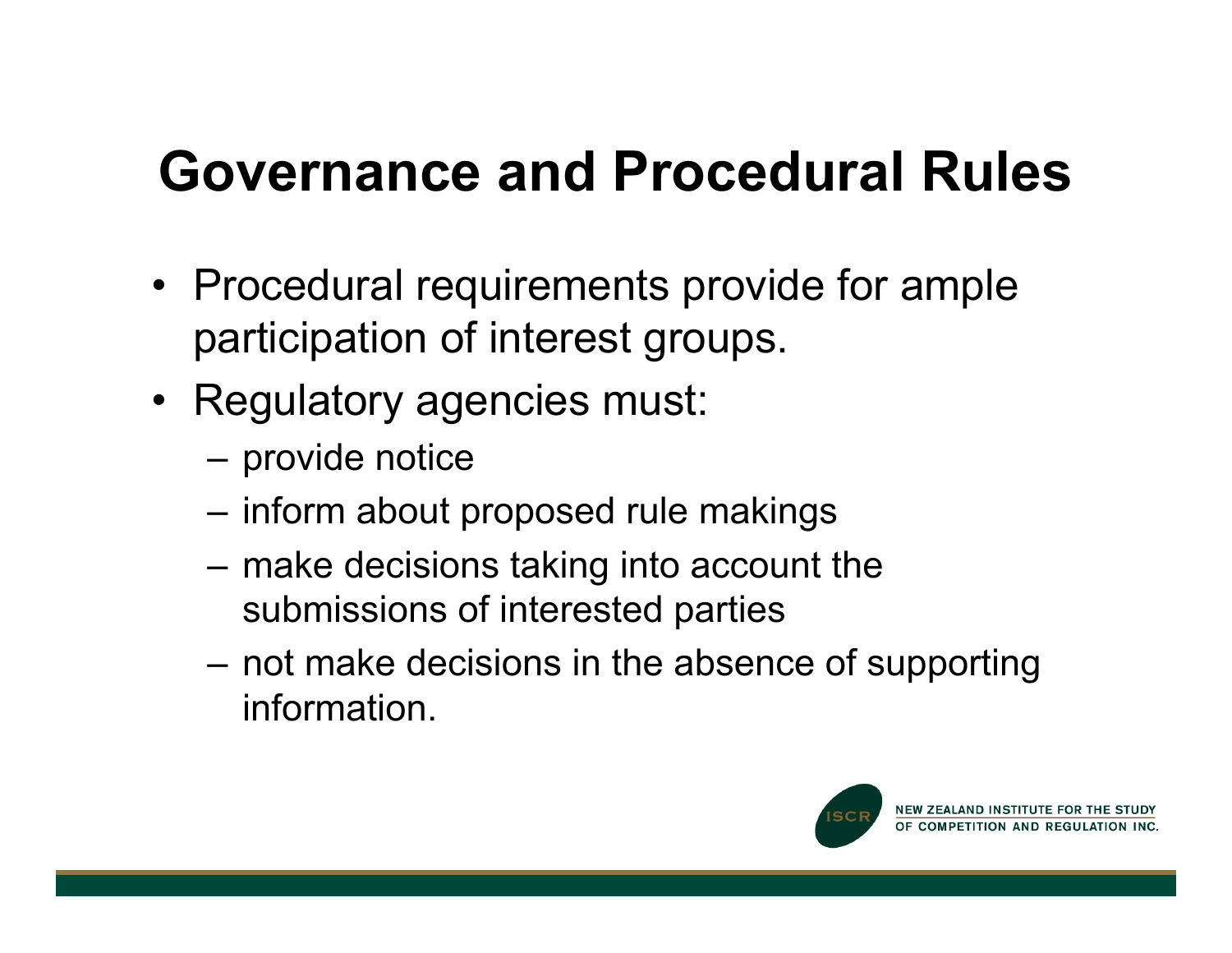# Governance and Procedural Rules

- Procedural requirements provide for ample participation of interest groups.
- Regulatory agencies must:
  - provide notice
  - inform about proposed rule makings
  - make decisions taking into account the submissions of interested parties
  - not make decisions in the absence of supporting information.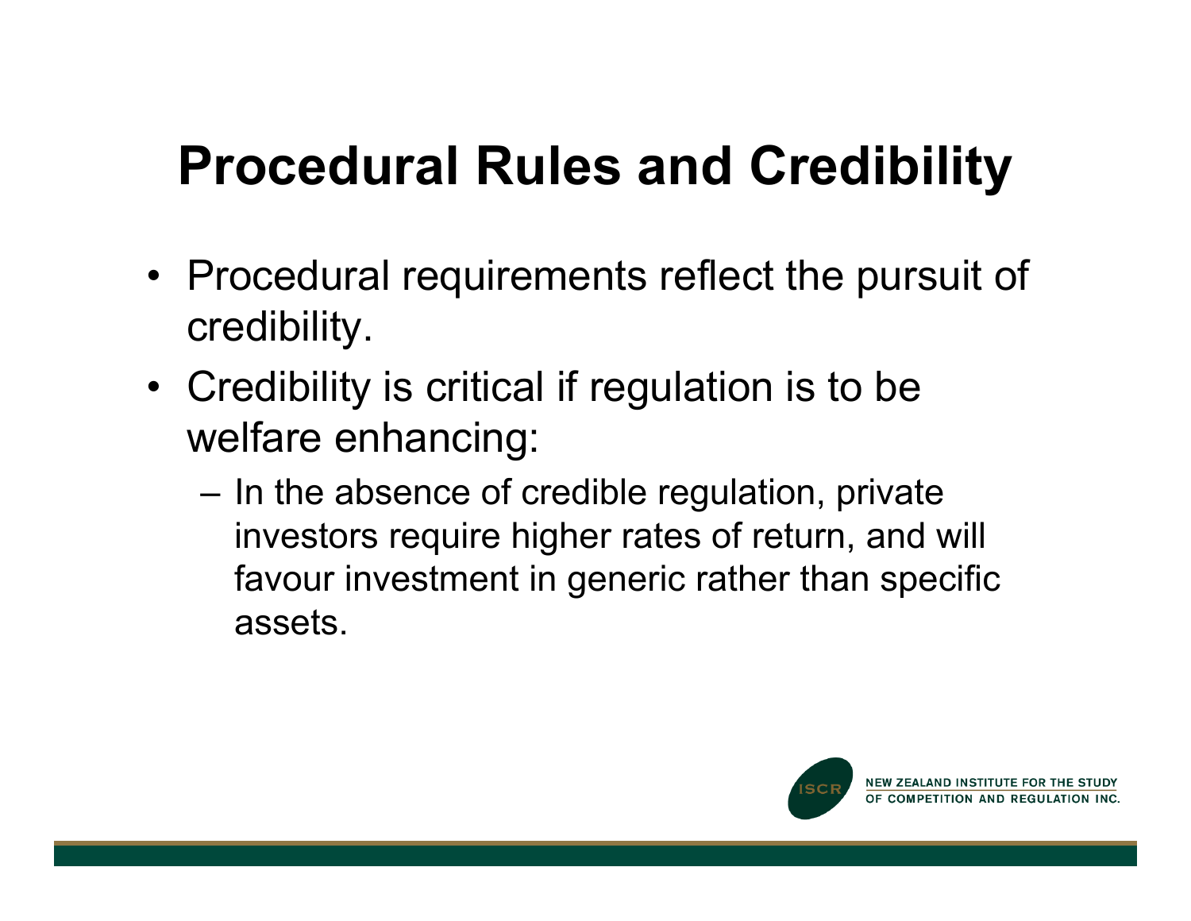# Procedural Rules and Credibility

- Procedural requirements reflect the pursuit of credibility.
- Credibility is critical if regulation is to be welfare enhancing:
  - In the absence of credible regulation, private investors require higher rates of return, and will favour investment in generic rather than specific assets.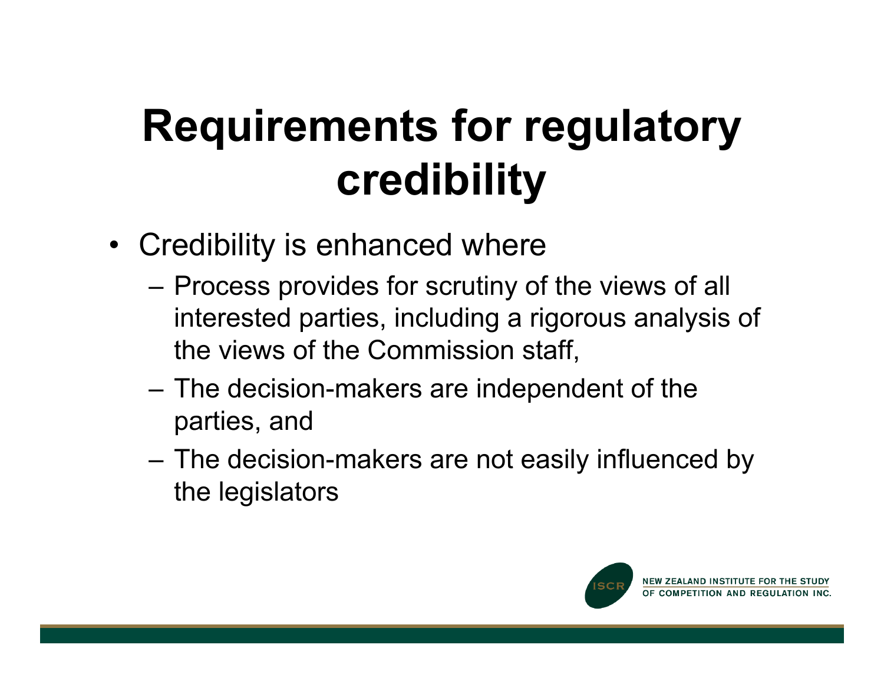# Requirements for regulatory credibility

- Credibility is enhanced where
  - Process provides for scrutiny of the views of all interested parties, including a rigorous analysis of the views of the Commission staff,
  - The decision-makers are independent of the parties, and
  - The decision-makers are not easily influenced by the legislators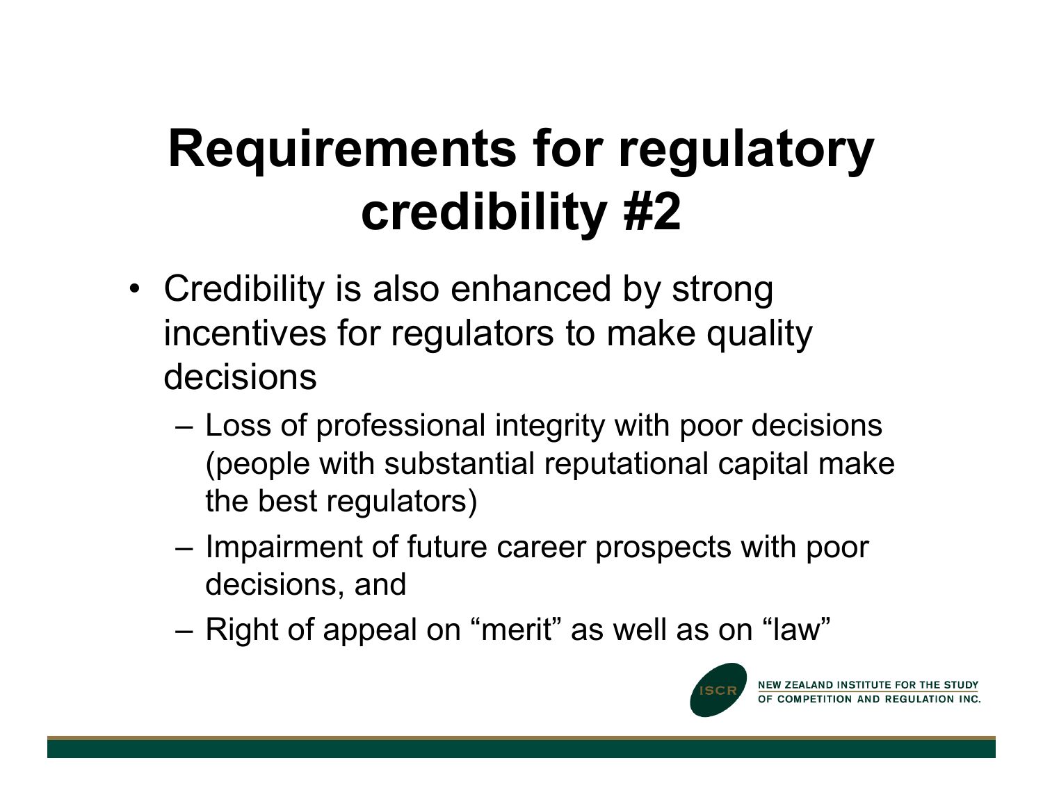# Requirements for regulatory credibility #2

- Credibility is also enhanced by strong incentives for regulators to make quality decisions
  - Loss of professional integrity with poor decisions (people with substantial reputational capital make the best regulators)
  - Impairment of future career prospects with poor decisions, and
  - Right of appeal on “merit” as well as on “law”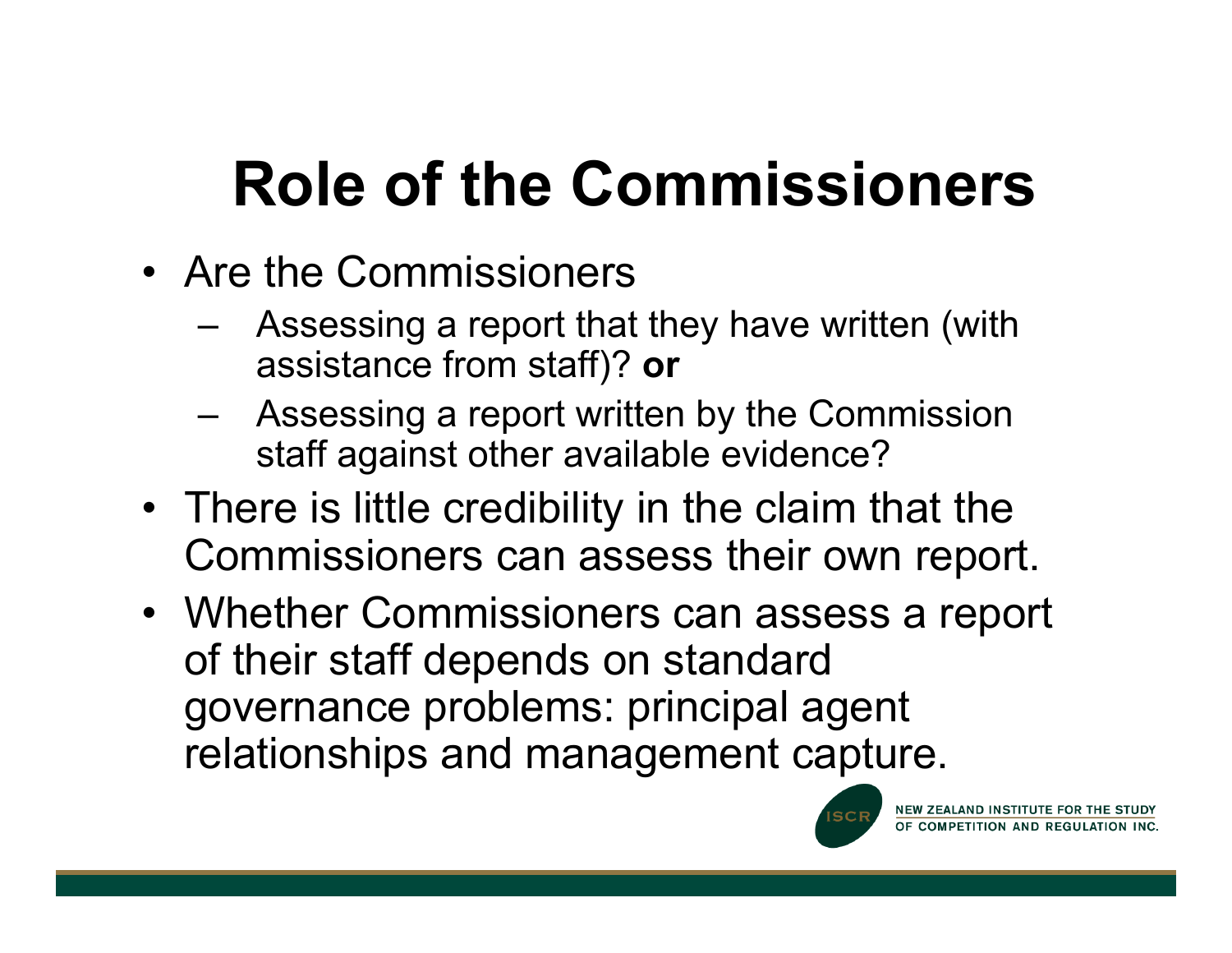# Role of the Commissioners

- Are the Commissioners
  - Assessing a report that they have written (with assistance from staff)? **or**
  - Assessing a report written by the Commission staff against other available evidence?
- There is little credibility in the claim that the Commissioners can assess their own report.
- Whether Commissioners can assess a report of their staff depends on standard governance problems: principal agent relationships and management capture.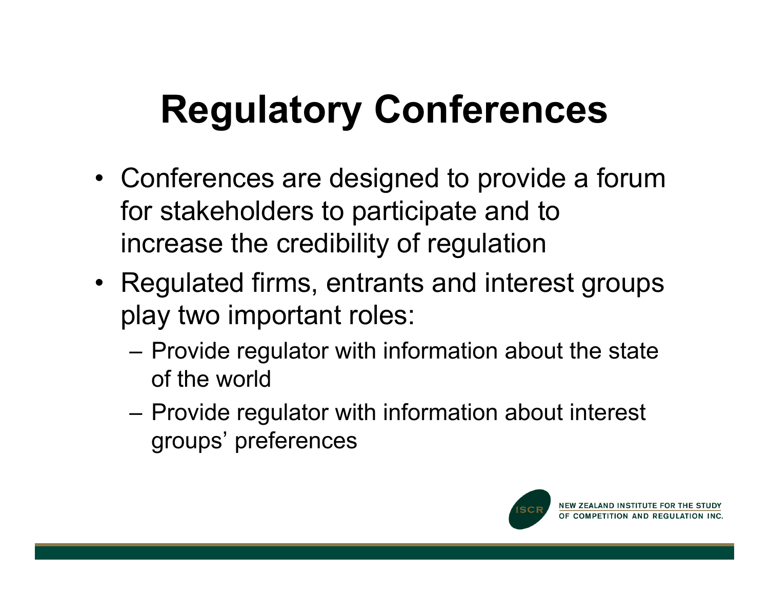# Regulatory Conferences

- Conferences are designed to provide a forum for stakeholders to participate and to increase the credibility of regulation
- Regulated firms, entrants and interest groups play two important roles:
  - Provide regulator with information about the state of the world
  - Provide regulator with information about interest groups' preferences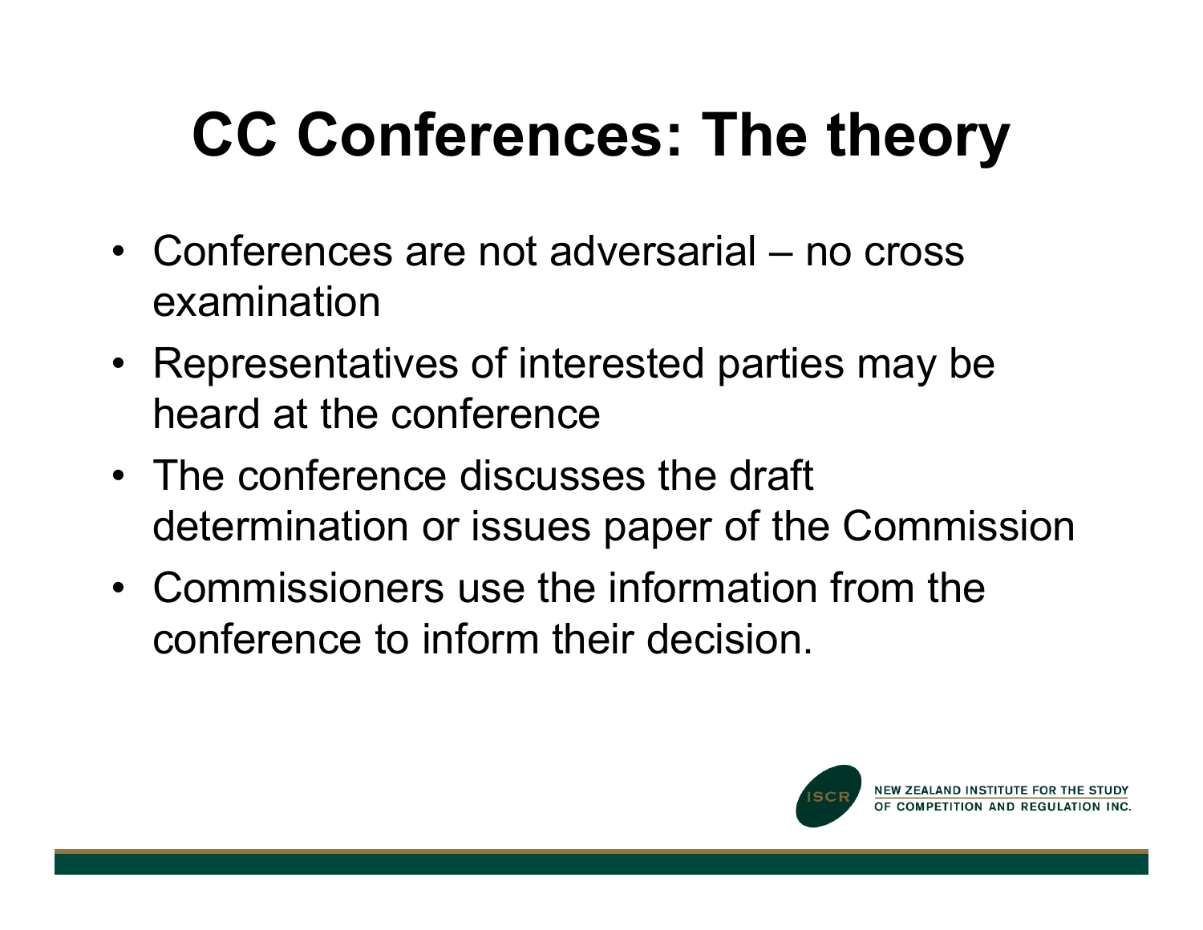# CC Conferences: The theory

- Conferences are not adversarial – no cross examination
- Representatives of interested parties may be heard at the conference
- The conference discusses the draft determination or issues paper of the Commission
- Commissioners use the information from the conference to inform their decision.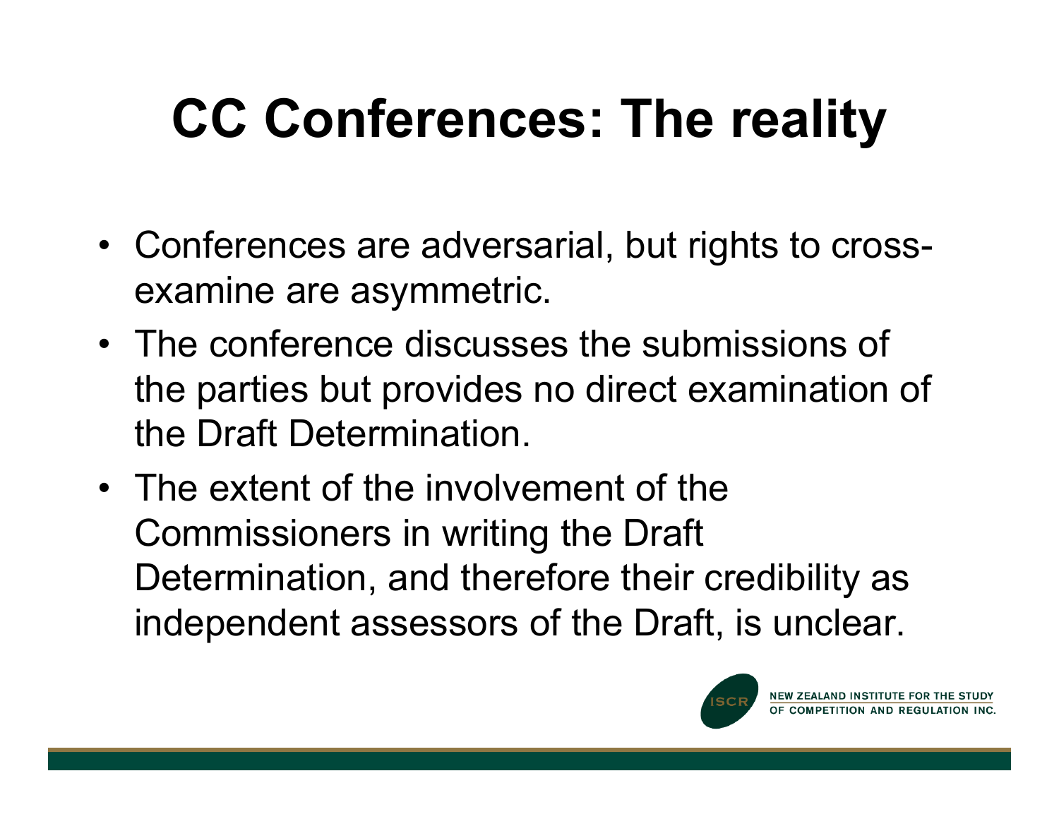# CC Conferences: The reality

- Conferences are adversarial, but rights to cross-examine are asymmetric.
- The conference discusses the submissions of the parties but provides no direct examination of the Draft Determination.
- The extent of the involvement of the Commissioners in writing the Draft Determination, and therefore their credibility as independent assessors of the Draft, is unclear.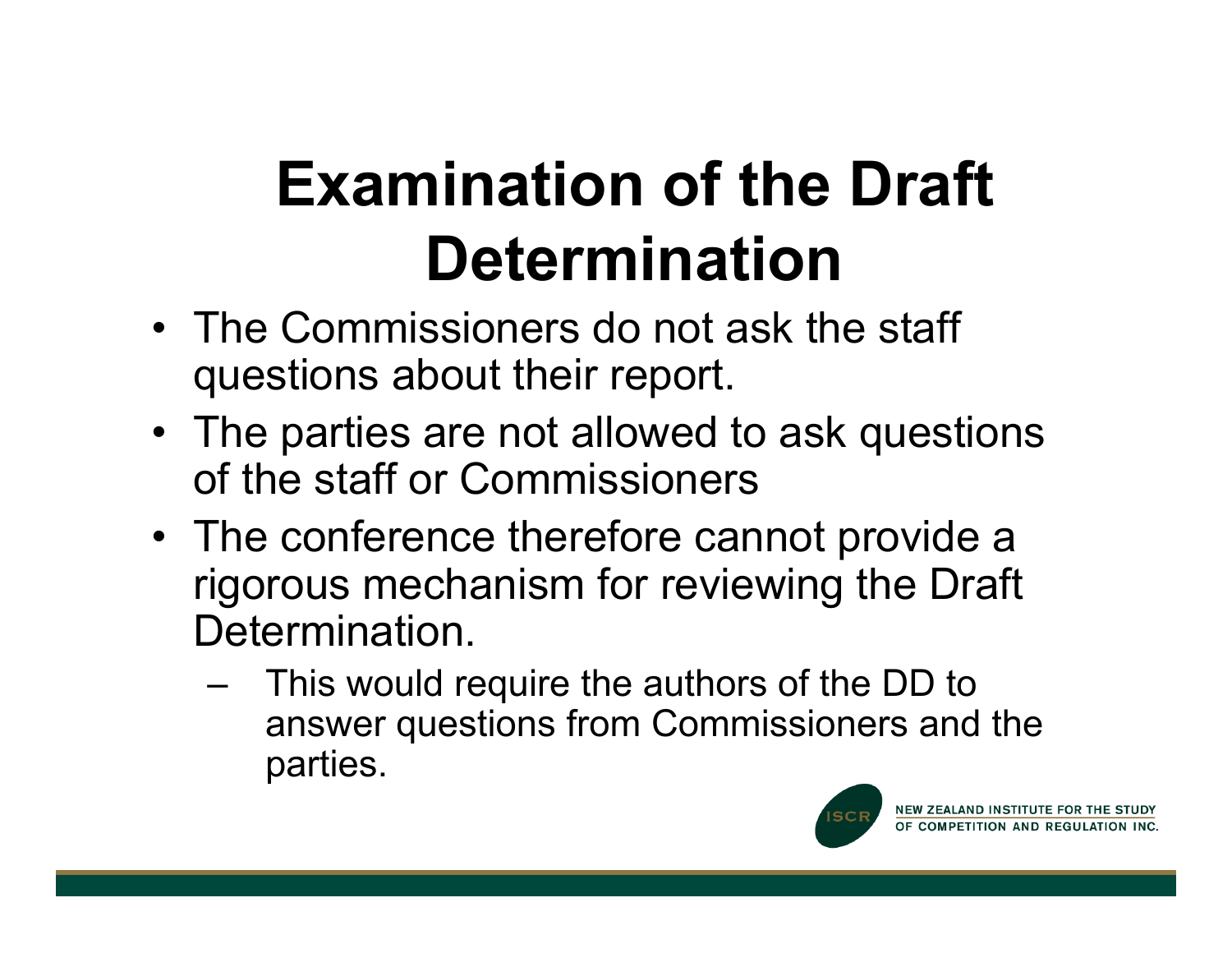# Examination of the Draft Determination

- The Commissioners do not ask the staff questions about their report.
- The parties are not allowed to ask questions of the staff or Commissioners
- The conference therefore cannot provide a rigorous mechanism for reviewing the Draft Determination.
  - This would require the authors of the DD to answer questions from Commissioners and the parties.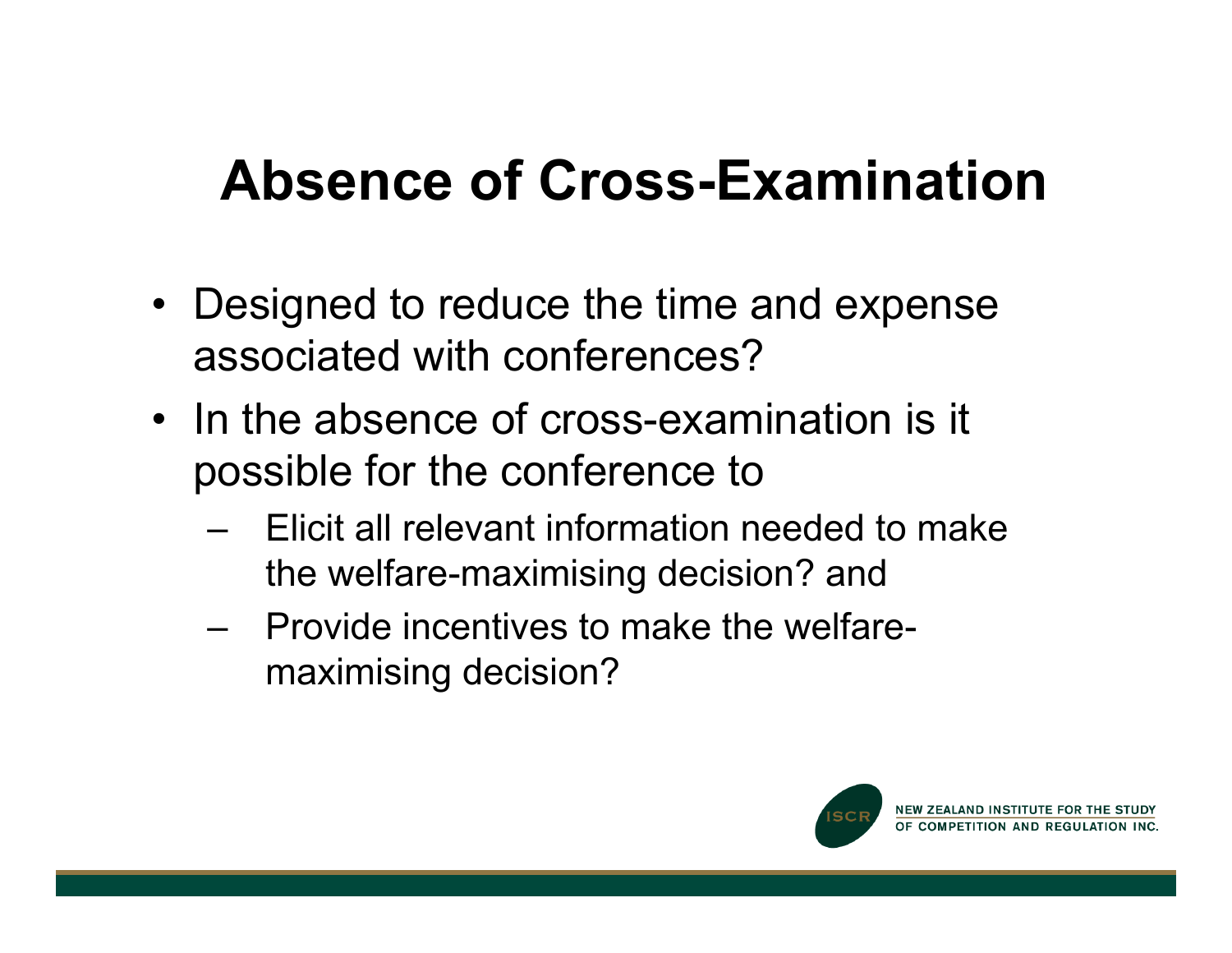# Absence of Cross-Examination

- Designed to reduce the time and expense associated with conferences?
- In the absence of cross-examination is it possible for the conference to
  - Elicit all relevant information needed to make the welfare-maximising decision? and
  - Provide incentives to make the welfare-maximising decision?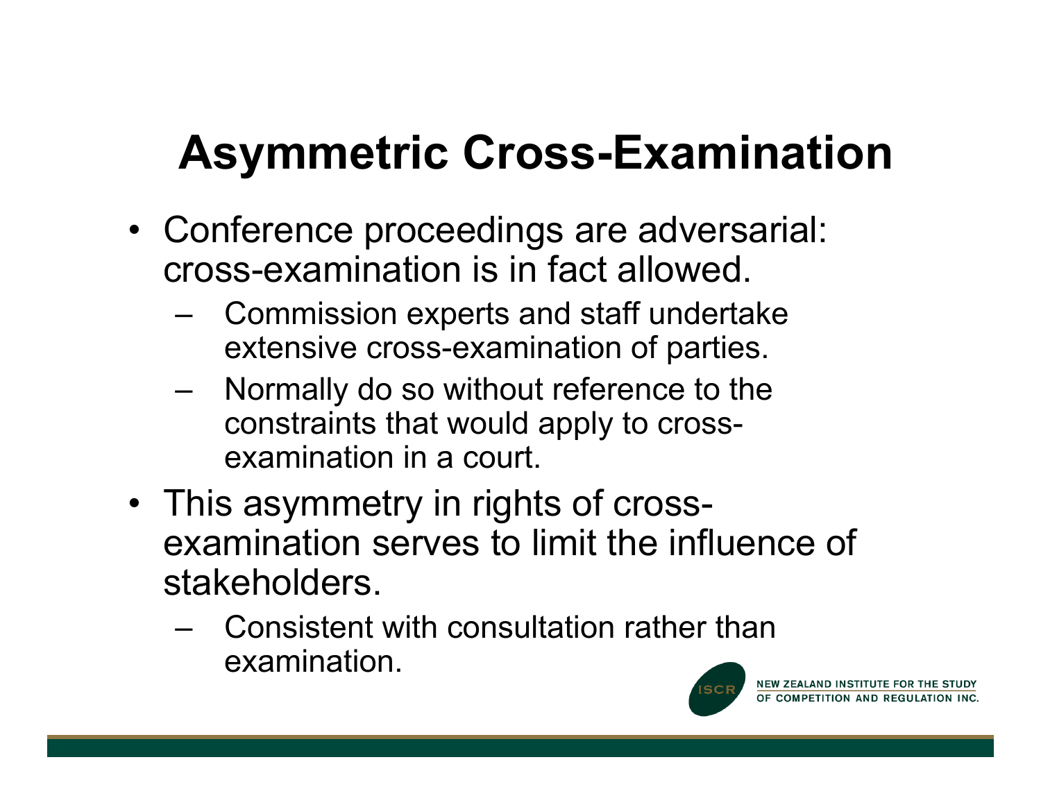# Asymmetric Cross-Examination

- Conference proceedings are adversarial: cross-examination is in fact allowed.
  - Commission experts and staff undertake extensive cross-examination of parties.
  - Normally do so without reference to the constraints that would apply to cross-examination in a court.
- This asymmetry in rights of cross-examination serves to limit the influence of stakeholders.
  - Consistent with consultation rather than examination.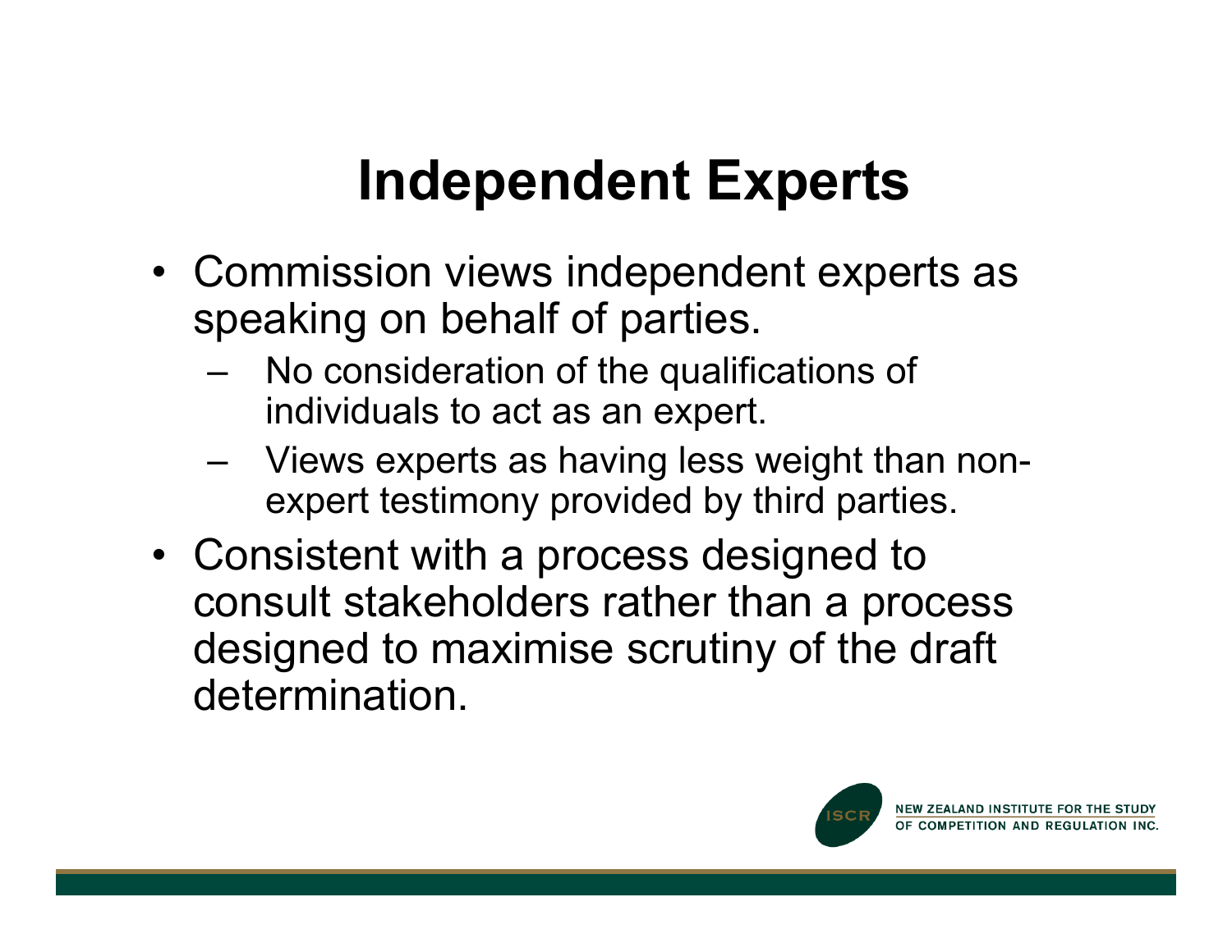# Independent Experts

- Commission views independent experts as speaking on behalf of parties.
  - No consideration of the qualifications of individuals to act as an expert.
  - Views experts as having less weight than non-expert testimony provided by third parties.
- Consistent with a process designed to consult stakeholders rather than a process designed to maximise scrutiny of the draft determination.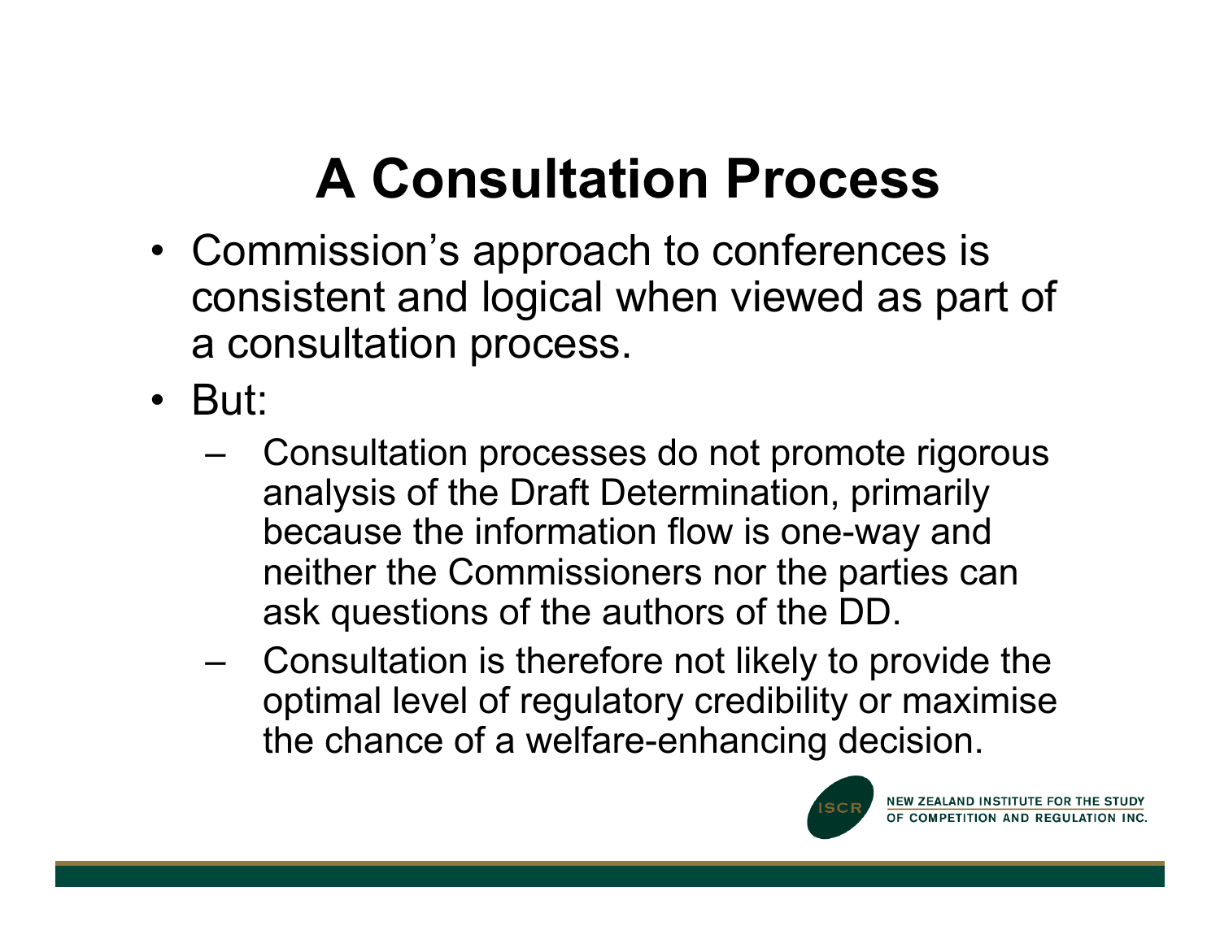# A Consultation Process

- Commission's approach to conferences is consistent and logical when viewed as part of a consultation process.
- But:
  - Consultation processes do not promote rigorous analysis of the Draft Determination, primarily because the information flow is one-way and neither the Commissioners nor the parties can ask questions of the authors of the DD.
  - Consultation is therefore not likely to provide the optimal level of regulatory credibility or maximise the chance of a welfare-enhancing decision.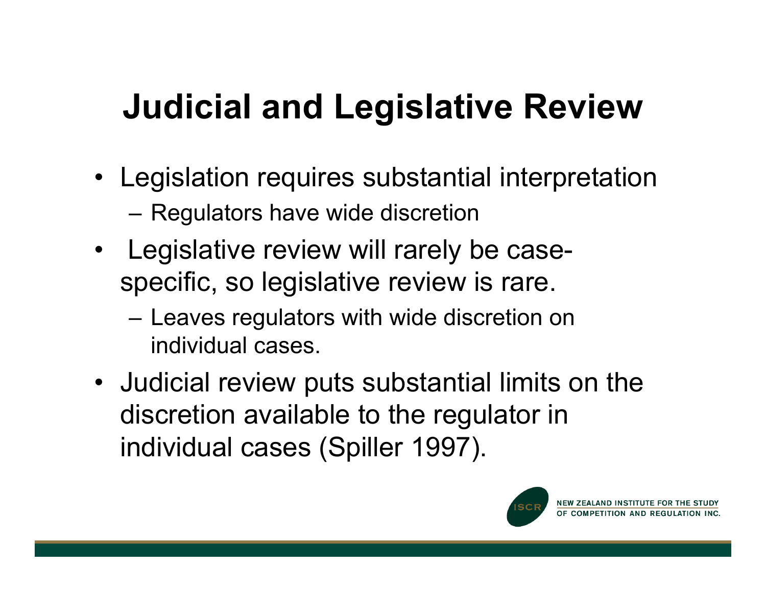# Judicial and Legislative Review

- Legislation requires substantial interpretation
  - Regulators have wide discretion
- Legislative review will rarely be case-specific, so legislative review is rare.
  - Leaves regulators with wide discretion on individual cases.
- Judicial review puts substantial limits on the discretion available to the regulator in individual cases (Spiller 1997).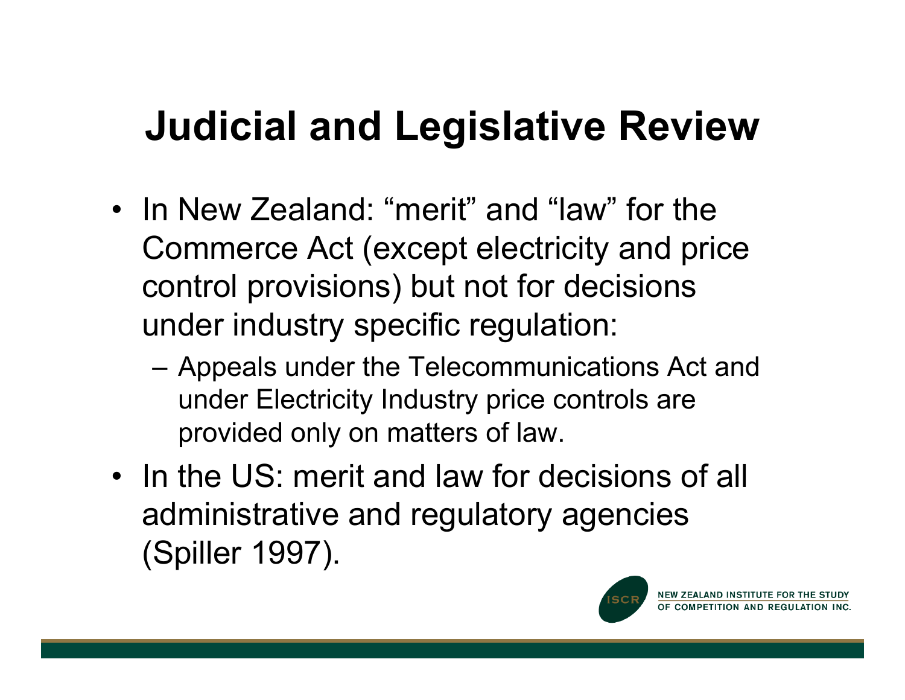# Judicial and Legislative Review

- In New Zealand: "merit" and "law" for the Commerce Act (except electricity and price control provisions) but not for decisions under industry specific regulation:
  - Appeals under the Telecommunications Act and under Electricity Industry price controls are provided only on matters of law.
- In the US: merit and law for decisions of all administrative and regulatory agencies (Spiller 1997).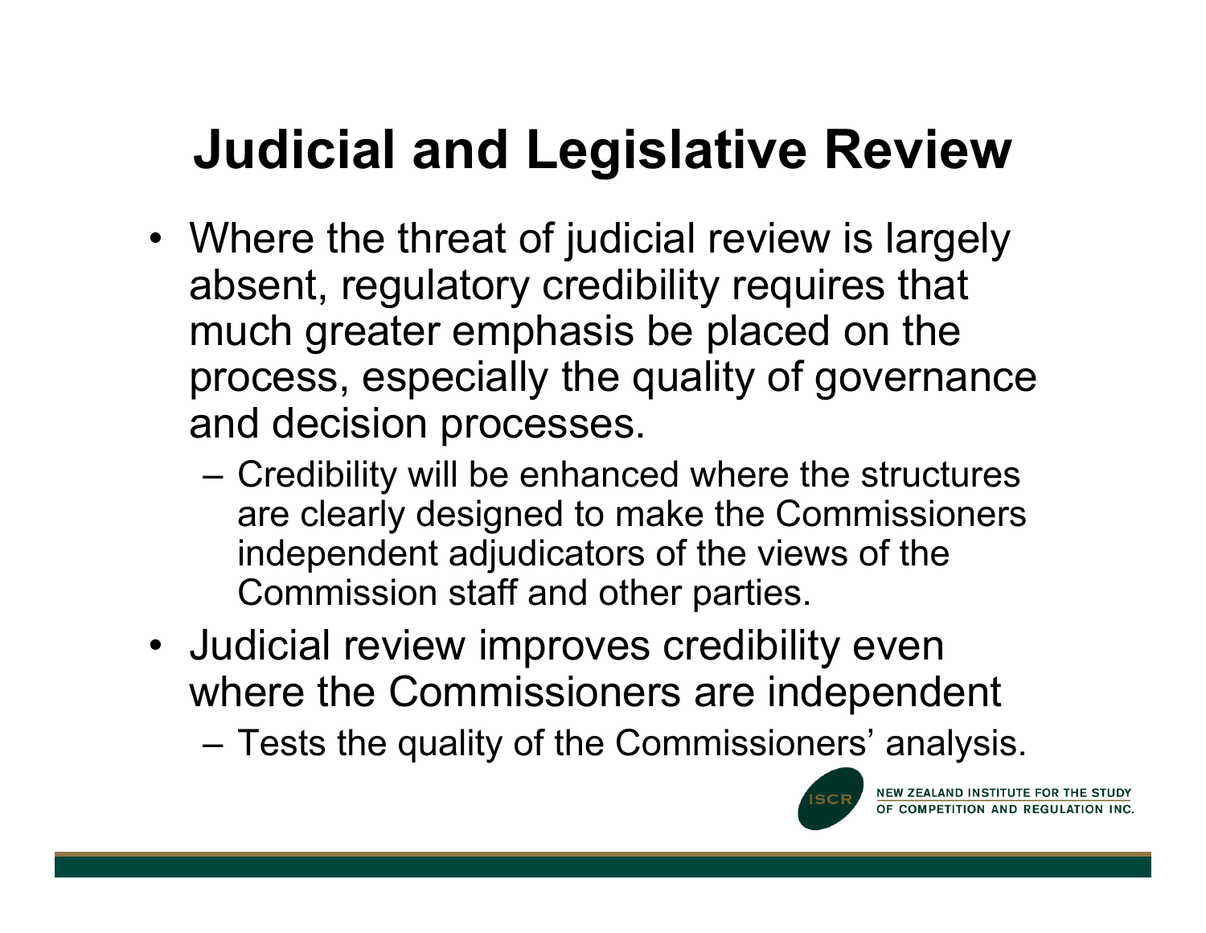# Judicial and Legislative Review

- Where the threat of judicial review is largely absent, regulatory credibility requires that much greater emphasis be placed on the process, especially the quality of governance and decision processes.
  - Credibility will be enhanced where the structures are clearly designed to make the Commissioners independent adjudicators of the views of the Commission staff and other parties.
- Judicial review improves credibility even where the Commissioners are independent
  - Tests the quality of the Commissioners' analysis.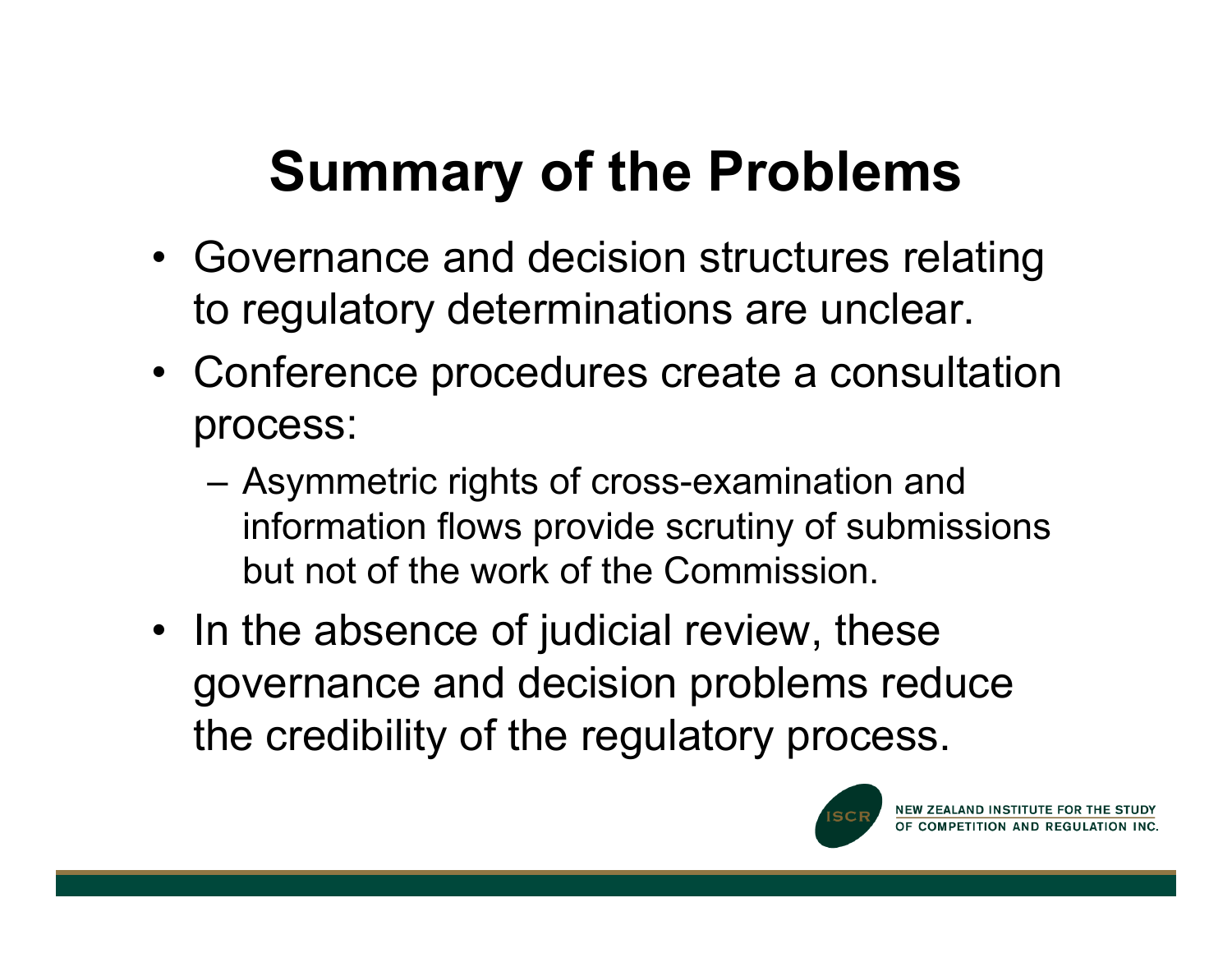# Summary of the Problems

- Governance and decision structures relating to regulatory determinations are unclear.
- Conference procedures create a consultation process:
  - Asymmetric rights of cross-examination and information flows provide scrutiny of submissions but not of the work of the Commission.
- In the absence of judicial review, these governance and decision problems reduce the credibility of the regulatory process.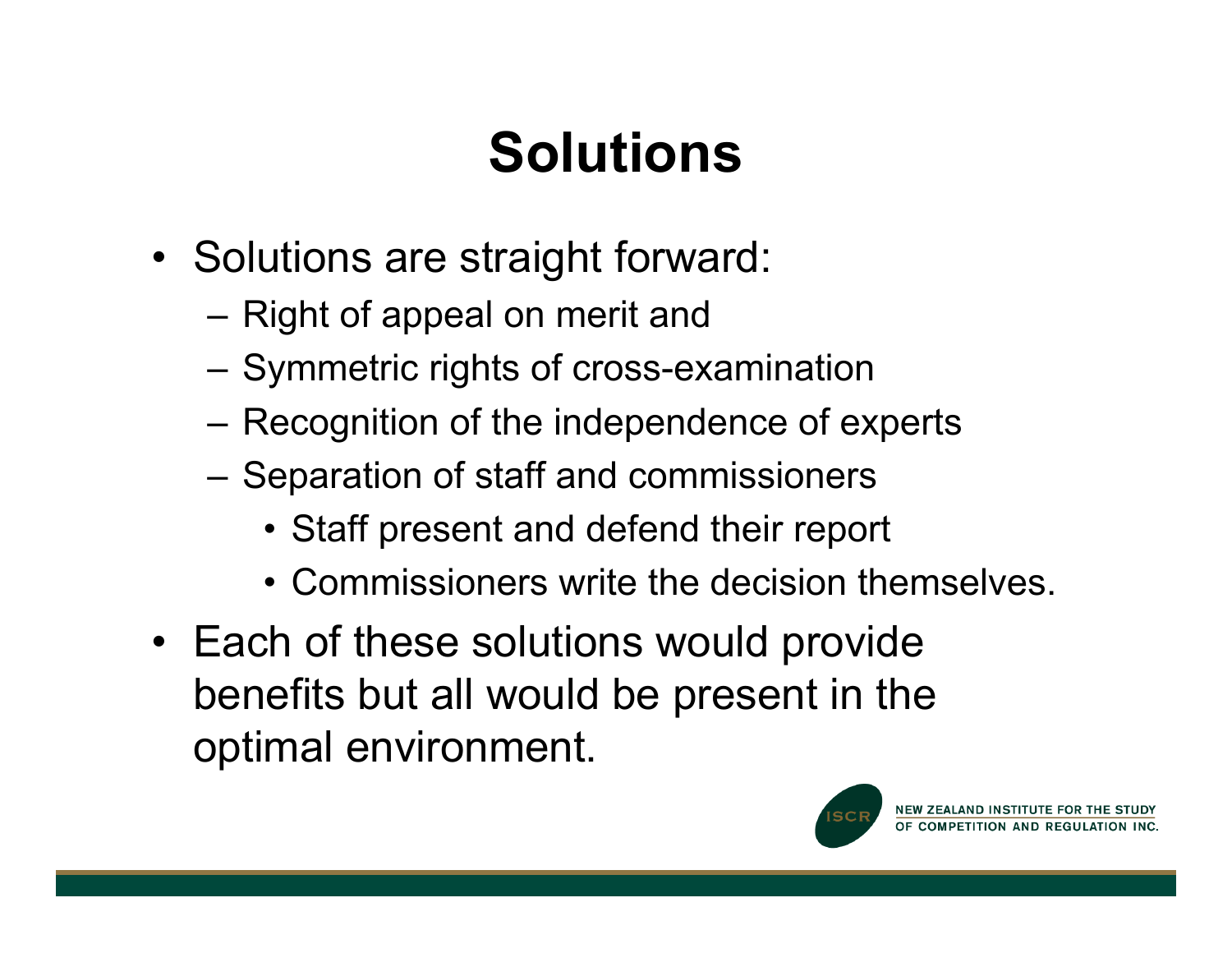# Solutions

- Solutions are straight forward:
  - Right of appeal on merit and
  - Symmetric rights of cross-examination
  - Recognition of the independence of experts
  - Separation of staff and commissioners
    - Staff present and defend their report
    - Commissioners write the decision themselves.
- Each of these solutions would provide benefits but all would be present in the optimal environment.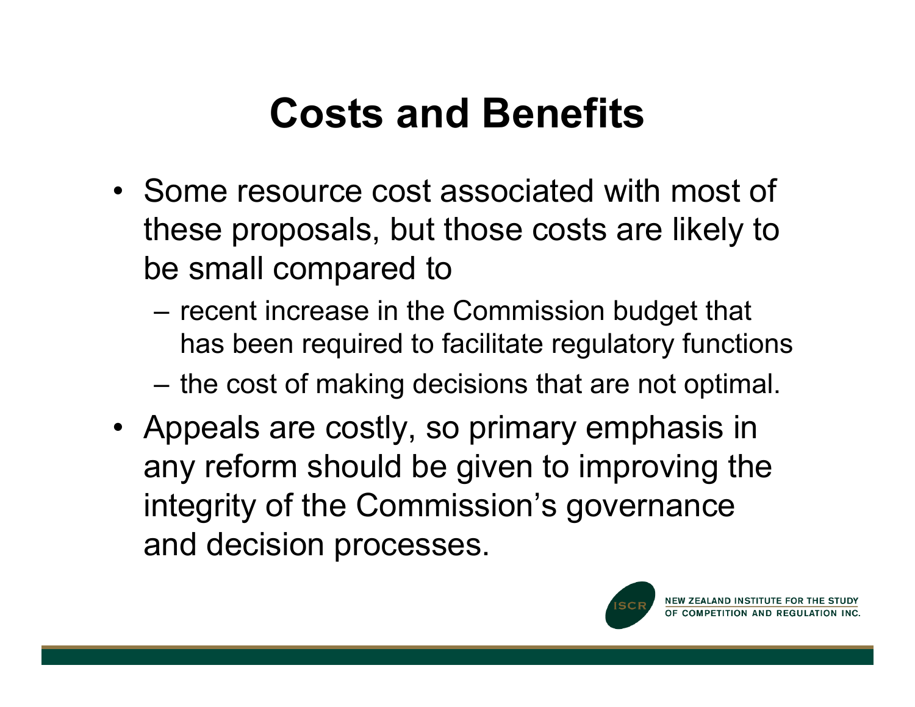# Costs and Benefits

- Some resource cost associated with most of these proposals, but those costs are likely to be small compared to
  - recent increase in the Commission budget that has been required to facilitate regulatory functions
  - the cost of making decisions that are not optimal.
- Appeals are costly, so primary emphasis in any reform should be given to improving the integrity of the Commission's governance and decision processes.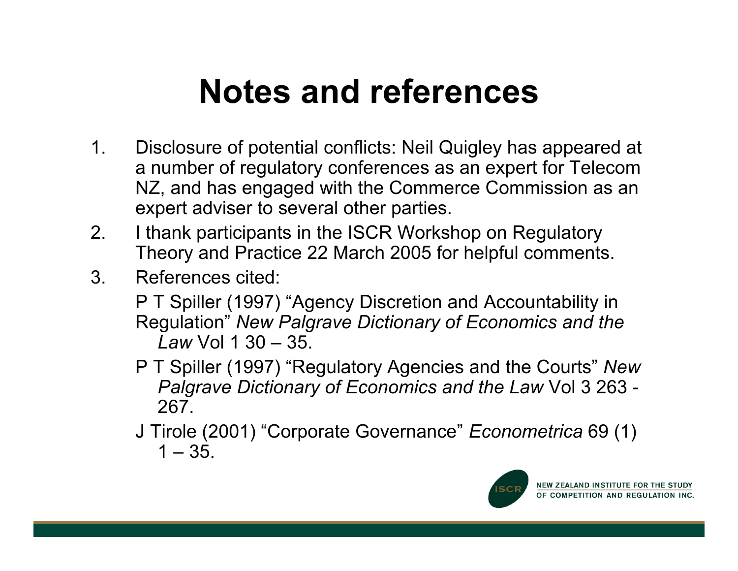# Notes and references

1. Disclosure of potential conflicts: Neil Quigley has appeared at a number of regulatory conferences as an expert for Telecom NZ, and has engaged with the Commerce Commission as an expert adviser to several other parties.
2. I thank participants in the ISCR Workshop on Regulatory Theory and Practice 22 March 2005 for helpful comments.
3. References cited:

   P T Spiller (1997) "Agency Discretion and Accountability in Regulation" *New Palgrave Dictionary of Economics and the Law* Vol 1 30 – 35.

   P T Spiller (1997) "Regulatory Agencies and the Courts" *New Palgrave Dictionary of Economics and the Law* Vol 3 263 - 267.

   J Tirole (2001) "Corporate Governance" *Econometrica* 69 (1) 1 – 35.

NEW ZEALAND INSTITUTE FOR THE STUDY OF COMPETITION AND REGULATION INC.